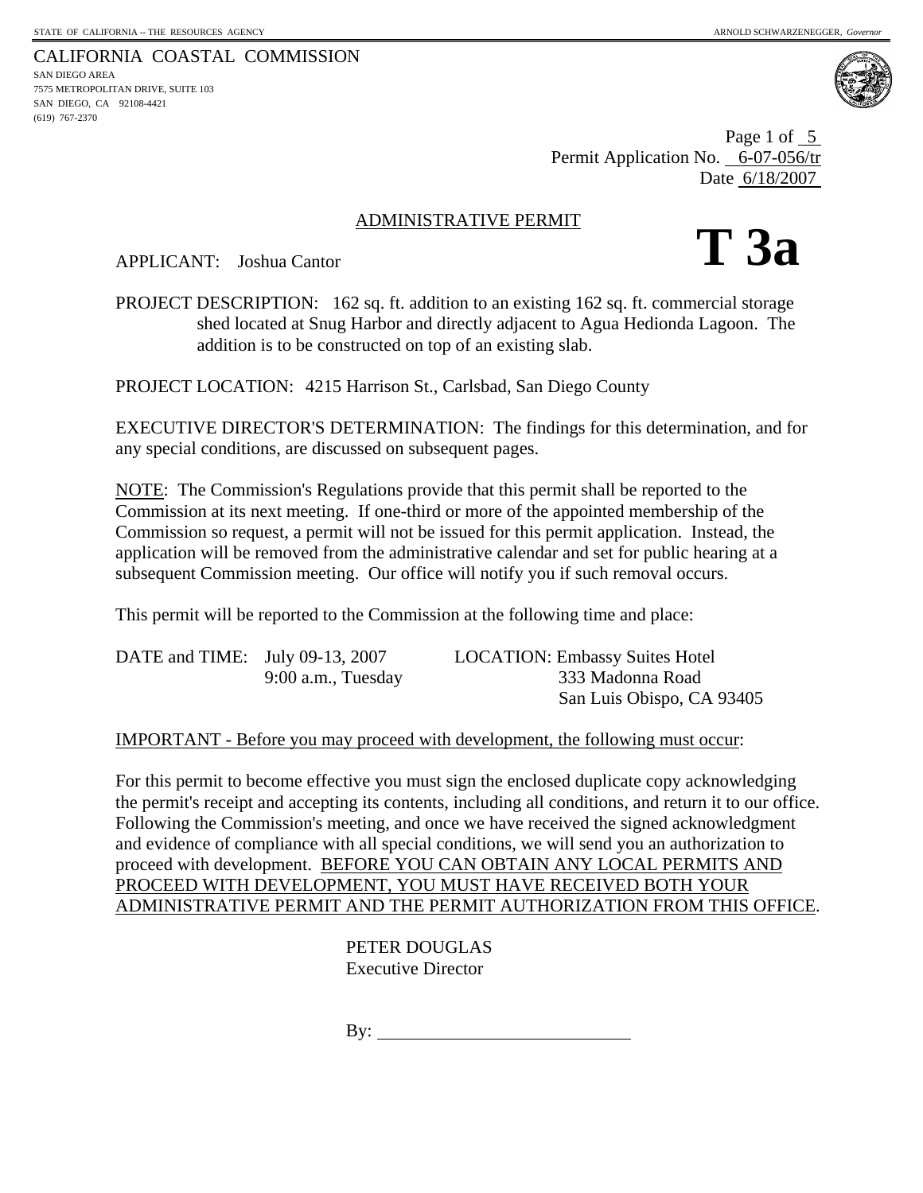STATE OF CALIFORNIA -- THE RESOURCES AGENCY ARNOLD SCHWARZENEGGER, *Governor*

CALIFORNIA COASTAL COMMISSION
SAN DIEGO AREA
7575 METROPOLITAN DRIVE, SUITE 103
SAN DIEGO, CA 92108-4421
(619) 767-2370

Page 1 of 5
Permit Application No. 6-07-056/tr
Date 6/18/2007

# ADMINISTRATIVE PERMIT

**T 3a**

APPLICANT: Joshua Cantor

PROJECT DESCRIPTION: 162 sq. ft. addition to an existing 162 sq. ft. commercial storage shed located at Snug Harbor and directly adjacent to Agua Hedionda Lagoon. The addition is to be constructed on top of an existing slab.

PROJECT LOCATION: 4215 Harrison St., Carlsbad, San Diego County

EXECUTIVE DIRECTOR'S DETERMINATION: The findings for this determination, and for any special conditions, are discussed on subsequent pages.

NOTE: The Commission's Regulations provide that this permit shall be reported to the Commission at its next meeting. If one-third or more of the appointed membership of the Commission so request, a permit will not be issued for this permit application. Instead, the application will be removed from the administrative calendar and set for public hearing at a subsequent Commission meeting. Our office will notify you if such removal occurs.

This permit will be reported to the Commission at the following time and place:

DATE and TIME: July 09-13, 2007
9:00 a.m., Tuesday

LOCATION: Embassy Suites Hotel
333 Madonna Road
San Luis Obispo, CA 93405

IMPORTANT - Before you may proceed with development, the following must occur:

For this permit to become effective you must sign the enclosed duplicate copy acknowledging the permit's receipt and accepting its contents, including all conditions, and return it to our office. Following the Commission's meeting, and once we have received the signed acknowledgment and evidence of compliance with all special conditions, we will send you an authorization to proceed with development. BEFORE YOU CAN OBTAIN ANY LOCAL PERMITS AND PROCEED WITH DEVELOPMENT, YOU MUST HAVE RECEIVED BOTH YOUR ADMINISTRATIVE PERMIT AND THE PERMIT AUTHORIZATION FROM THIS OFFICE.

PETER DOUGLAS
Executive Director

By: ____________________________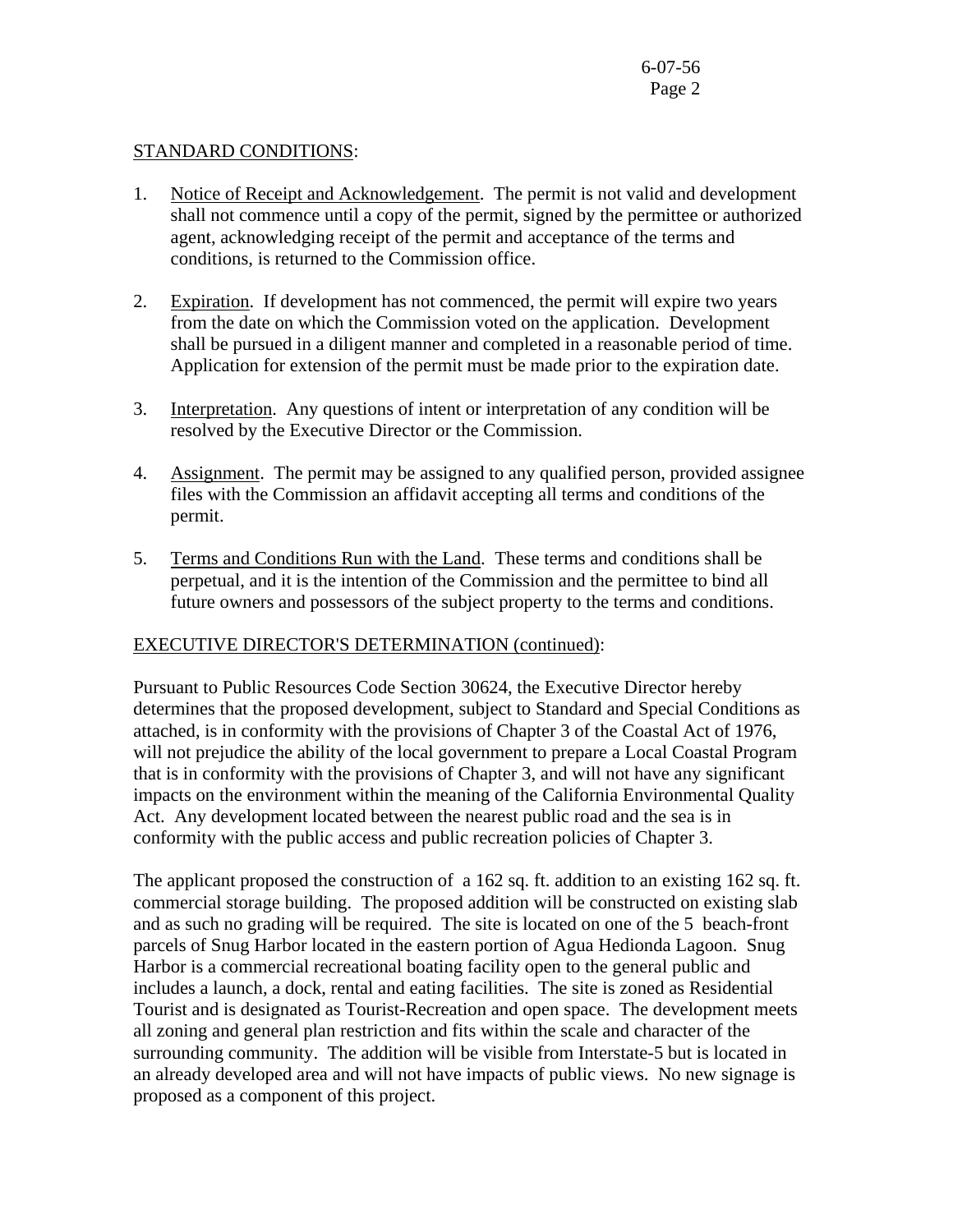STANDARD CONDITIONS:

1. Notice of Receipt and Acknowledgement. The permit is not valid and development shall not commence until a copy of the permit, signed by the permittee or authorized agent, acknowledging receipt of the permit and acceptance of the terms and conditions, is returned to the Commission office.

2. Expiration. If development has not commenced, the permit will expire two years from the date on which the Commission voted on the application. Development shall be pursued in a diligent manner and completed in a reasonable period of time. Application for extension of the permit must be made prior to the expiration date.

3. Interpretation. Any questions of intent or interpretation of any condition will be resolved by the Executive Director or the Commission.

4. Assignment. The permit may be assigned to any qualified person, provided assignee files with the Commission an affidavit accepting all terms and conditions of the permit.

5. Terms and Conditions Run with the Land. These terms and conditions shall be perpetual, and it is the intention of the Commission and the permittee to bind all future owners and possessors of the subject property to the terms and conditions.

EXECUTIVE DIRECTOR'S DETERMINATION (continued):

Pursuant to Public Resources Code Section 30624, the Executive Director hereby determines that the proposed development, subject to Standard and Special Conditions as attached, is in conformity with the provisions of Chapter 3 of the Coastal Act of 1976, will not prejudice the ability of the local government to prepare a Local Coastal Program that is in conformity with the provisions of Chapter 3, and will not have any significant impacts on the environment within the meaning of the California Environmental Quality Act. Any development located between the nearest public road and the sea is in conformity with the public access and public recreation policies of Chapter 3.

The applicant proposed the construction of a 162 sq. ft. addition to an existing 162 sq. ft. commercial storage building. The proposed addition will be constructed on existing slab and as such no grading will be required. The site is located on one of the 5 beach-front parcels of Snug Harbor located in the eastern portion of Agua Hedionda Lagoon. Snug Harbor is a commercial recreational boating facility open to the general public and includes a launch, a dock, rental and eating facilities. The site is zoned as Residential Tourist and is designated as Tourist-Recreation and open space. The development meets all zoning and general plan restriction and fits within the scale and character of the surrounding community. The addition will be visible from Interstate-5 but is located in an already developed area and will not have impacts of public views. No new signage is proposed as a component of this project.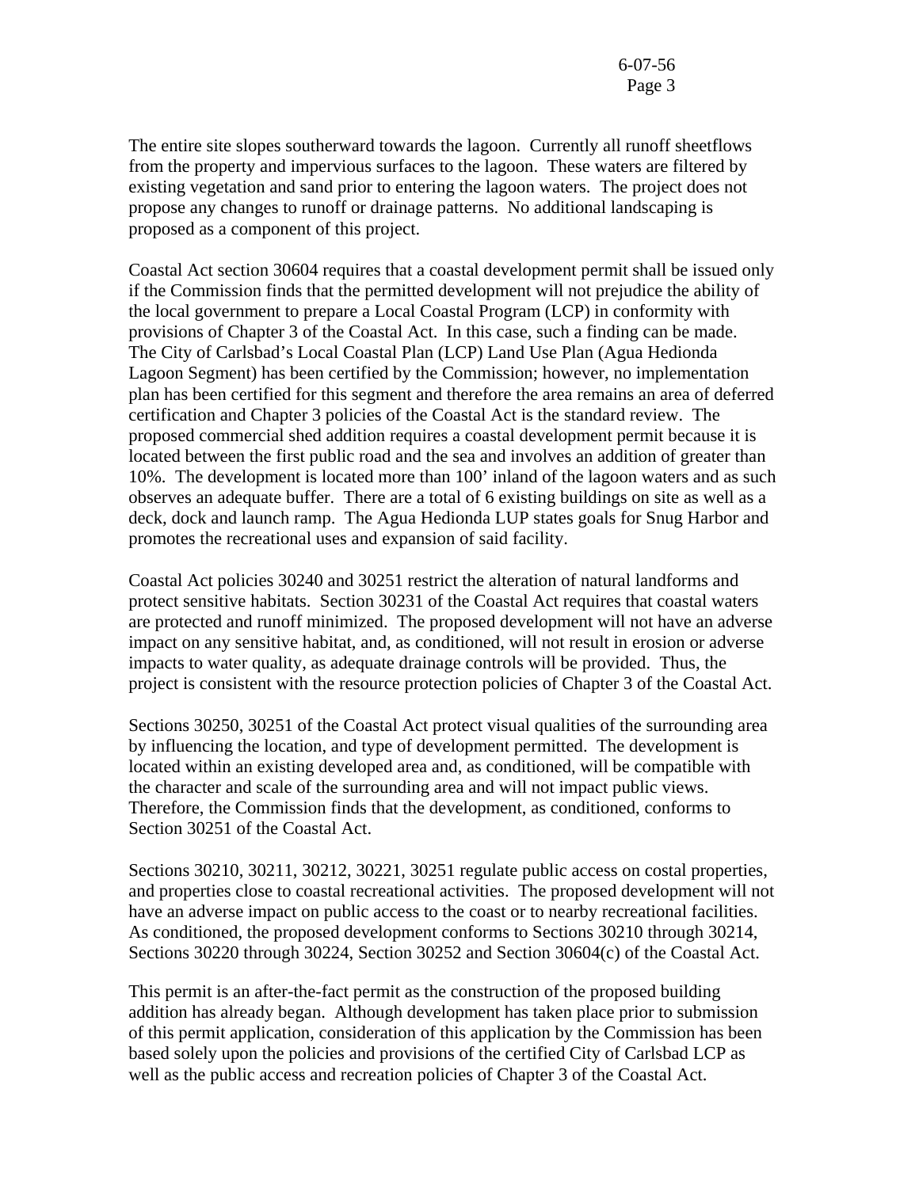The entire site slopes southerward towards the lagoon. Currently all runoff sheetflows from the property and impervious surfaces to the lagoon. These waters are filtered by existing vegetation and sand prior to entering the lagoon waters. The project does not propose any changes to runoff or drainage patterns. No additional landscaping is proposed as a component of this project.

Coastal Act section 30604 requires that a coastal development permit shall be issued only if the Commission finds that the permitted development will not prejudice the ability of the local government to prepare a Local Coastal Program (LCP) in conformity with provisions of Chapter 3 of the Coastal Act. In this case, such a finding can be made. The City of Carlsbad's Local Coastal Plan (LCP) Land Use Plan (Agua Hedionda Lagoon Segment) has been certified by the Commission; however, no implementation plan has been certified for this segment and therefore the area remains an area of deferred certification and Chapter 3 policies of the Coastal Act is the standard review. The proposed commercial shed addition requires a coastal development permit because it is located between the first public road and the sea and involves an addition of greater than 10%. The development is located more than 100' inland of the lagoon waters and as such observes an adequate buffer. There are a total of 6 existing buildings on site as well as a deck, dock and launch ramp. The Agua Hedionda LUP states goals for Snug Harbor and promotes the recreational uses and expansion of said facility.

Coastal Act policies 30240 and 30251 restrict the alteration of natural landforms and protect sensitive habitats. Section 30231 of the Coastal Act requires that coastal waters are protected and runoff minimized. The proposed development will not have an adverse impact on any sensitive habitat, and, as conditioned, will not result in erosion or adverse impacts to water quality, as adequate drainage controls will be provided. Thus, the project is consistent with the resource protection policies of Chapter 3 of the Coastal Act.

Sections 30250, 30251 of the Coastal Act protect visual qualities of the surrounding area by influencing the location, and type of development permitted. The development is located within an existing developed area and, as conditioned, will be compatible with the character and scale of the surrounding area and will not impact public views. Therefore, the Commission finds that the development, as conditioned, conforms to Section 30251 of the Coastal Act.

Sections 30210, 30211, 30212, 30221, 30251 regulate public access on costal properties, and properties close to coastal recreational activities. The proposed development will not have an adverse impact on public access to the coast or to nearby recreational facilities. As conditioned, the proposed development conforms to Sections 30210 through 30214, Sections 30220 through 30224, Section 30252 and Section 30604(c) of the Coastal Act.

This permit is an after-the-fact permit as the construction of the proposed building addition has already began. Although development has taken place prior to submission of this permit application, consideration of this application by the Commission has been based solely upon the policies and provisions of the certified City of Carlsbad LCP as well as the public access and recreation policies of Chapter 3 of the Coastal Act.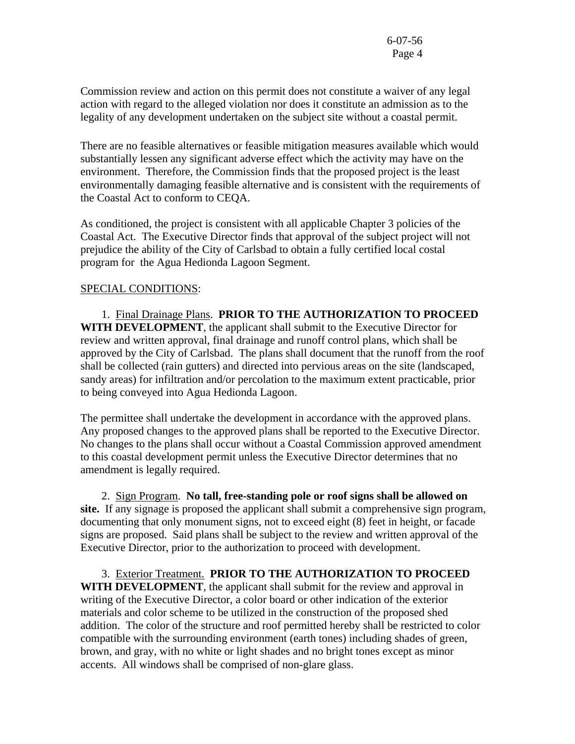Commission review and action on this permit does not constitute a waiver of any legal action with regard to the alleged violation nor does it constitute an admission as to the legality of any development undertaken on the subject site without a coastal permit.

There are no feasible alternatives or feasible mitigation measures available which would substantially lessen any significant adverse effect which the activity may have on the environment. Therefore, the Commission finds that the proposed project is the least environmentally damaging feasible alternative and is consistent with the requirements of the Coastal Act to conform to CEQA.

As conditioned, the project is consistent with all applicable Chapter 3 policies of the Coastal Act. The Executive Director finds that approval of the subject project will not prejudice the ability of the City of Carlsbad to obtain a fully certified local costal program for the Agua Hedionda Lagoon Segment.

<u>SPECIAL CONDITIONS</u>:

1. <u>Final Drainage Plans</u>. **PRIOR TO THE AUTHORIZATION TO PROCEED WITH DEVELOPMENT**, the applicant shall submit to the Executive Director for review and written approval, final drainage and runoff control plans, which shall be approved by the City of Carlsbad. The plans shall document that the runoff from the roof shall be collected (rain gutters) and directed into pervious areas on the site (landscaped, sandy areas) for infiltration and/or percolation to the maximum extent practicable, prior to being conveyed into Agua Hedionda Lagoon.

The permittee shall undertake the development in accordance with the approved plans. Any proposed changes to the approved plans shall be reported to the Executive Director. No changes to the plans shall occur without a Coastal Commission approved amendment to this coastal development permit unless the Executive Director determines that no amendment is legally required.

2. <u>Sign Program</u>. **No tall, free-standing pole or roof signs shall be allowed on site.** If any signage is proposed the applicant shall submit a comprehensive sign program, documenting that only monument signs, not to exceed eight (8) feet in height, or facade signs are proposed. Said plans shall be subject to the review and written approval of the Executive Director, prior to the authorization to proceed with development.

3. <u>Exterior Treatment.</u> **PRIOR TO THE AUTHORIZATION TO PROCEED WITH DEVELOPMENT**, the applicant shall submit for the review and approval in writing of the Executive Director, a color board or other indication of the exterior materials and color scheme to be utilized in the construction of the proposed shed addition. The color of the structure and roof permitted hereby shall be restricted to color compatible with the surrounding environment (earth tones) including shades of green, brown, and gray, with no white or light shades and no bright tones except as minor accents. All windows shall be comprised of non-glare glass.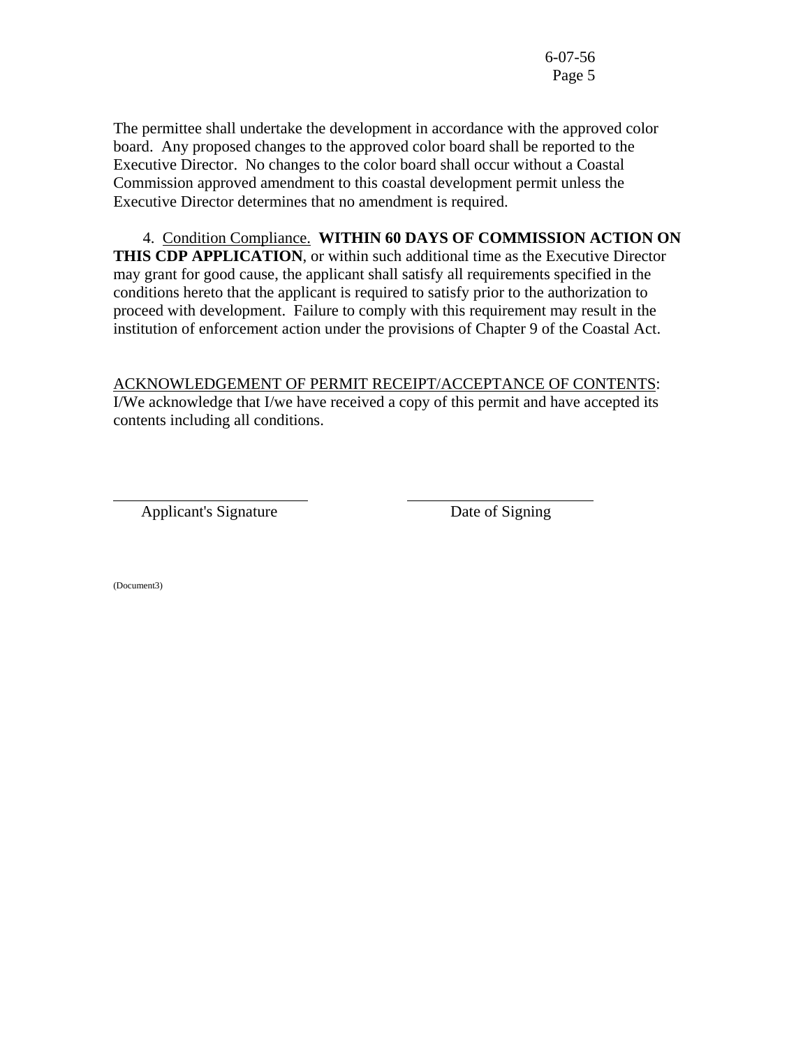The permittee shall undertake the development in accordance with the approved color board. Any proposed changes to the approved color board shall be reported to the Executive Director. No changes to the color board shall occur without a Coastal Commission approved amendment to this coastal development permit unless the Executive Director determines that no amendment is required.

4. Condition Compliance. **WITHIN 60 DAYS OF COMMISSION ACTION ON THIS CDP APPLICATION**, or within such additional time as the Executive Director may grant for good cause, the applicant shall satisfy all requirements specified in the conditions hereto that the applicant is required to satisfy prior to the authorization to proceed with development. Failure to comply with this requirement may result in the institution of enforcement action under the provisions of Chapter 9 of the Coastal Act.

ACKNOWLEDGEMENT OF PERMIT RECEIPT/ACCEPTANCE OF CONTENTS:
I/We acknowledge that I/we have received a copy of this permit and have accepted its contents including all conditions.

\_\_\_\_\_\_\_\_\_\_\_\_\_\_\_\_\_\_\_\_\_\_\_\_ \_\_\_\_\_\_\_\_\_\_\_\_\_\_\_\_\_\_\_\_\_\_\_\_

Applicant's Signature Date of Signing

(Document3)